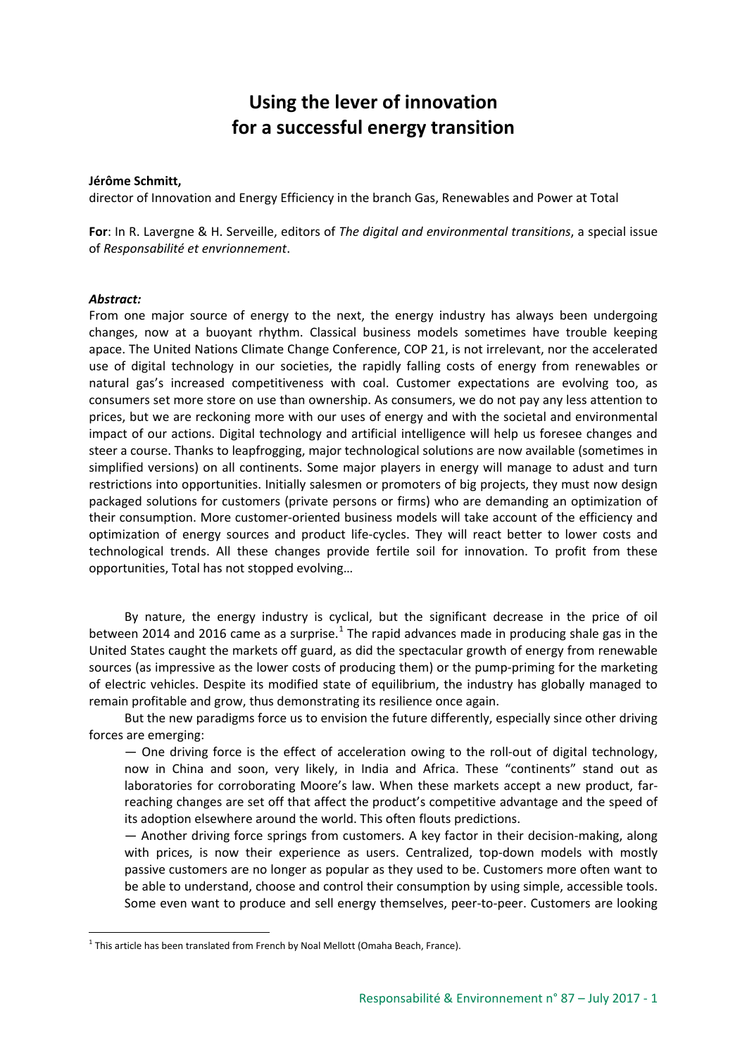# Using the lever of innovation for a successful energy transition

**Jérôme Schmitt,**
director of Innovation and Energy Efficiency in the branch Gas, Renewables and Power at Total

**For**: In R. Lavergne & H. Serveille, editors of *The digital and environmental transitions*, a special issue of *Responsabilité et envrionnement*.

***Abstract:***
From one major source of energy to the next, the energy industry has always been undergoing changes, now at a buoyant rhythm. Classical business models sometimes have trouble keeping apace. The United Nations Climate Change Conference, COP 21, is not irrelevant, nor the accelerated use of digital technology in our societies, the rapidly falling costs of energy from renewables or natural gas's increased competitiveness with coal. Customer expectations are evolving too, as consumers set more store on use than ownership. As consumers, we do not pay any less attention to prices, but we are reckoning more with our uses of energy and with the societal and environmental impact of our actions. Digital technology and artificial intelligence will help us foresee changes and steer a course. Thanks to leapfrogging, major technological solutions are now available (sometimes in simplified versions) on all continents. Some major players in energy will manage to adust and turn restrictions into opportunities. Initially salesmen or promoters of big projects, they must now design packaged solutions for customers (private persons or firms) who are demanding an optimization of their consumption. More customer-oriented business models will take account of the efficiency and optimization of energy sources and product life-cycles. They will react better to lower costs and technological trends. All these changes provide fertile soil for innovation. To profit from these opportunities, Total has not stopped evolving…

By nature, the energy industry is cyclical, but the significant decrease in the price of oil between 2014 and 2016 came as a surprise.[1] The rapid advances made in producing shale gas in the United States caught the markets off guard, as did the spectacular growth of energy from renewable sources (as impressive as the lower costs of producing them) or the pump-priming for the marketing of electric vehicles. Despite its modified state of equilibrium, the industry has globally managed to remain profitable and grow, thus demonstrating its resilience once again.

But the new paradigms force us to envision the future differently, especially since other driving forces are emerging:

— One driving force is the effect of acceleration owing to the roll-out of digital technology, now in China and soon, very likely, in India and Africa. These "continents" stand out as laboratories for corroborating Moore's law. When these markets accept a new product, far-reaching changes are set off that affect the product's competitive advantage and the speed of its adoption elsewhere around the world. This often flouts predictions.

— Another driving force springs from customers. A key factor in their decision-making, along with prices, is now their experience as users. Centralized, top-down models with mostly passive customers are no longer as popular as they used to be. Customers more often want to be able to understand, choose and control their consumption by using simple, accessible tools. Some even want to produce and sell energy themselves, peer-to-peer. Customers are looking

[1] This article has been translated from French by Noal Mellott (Omaha Beach, France).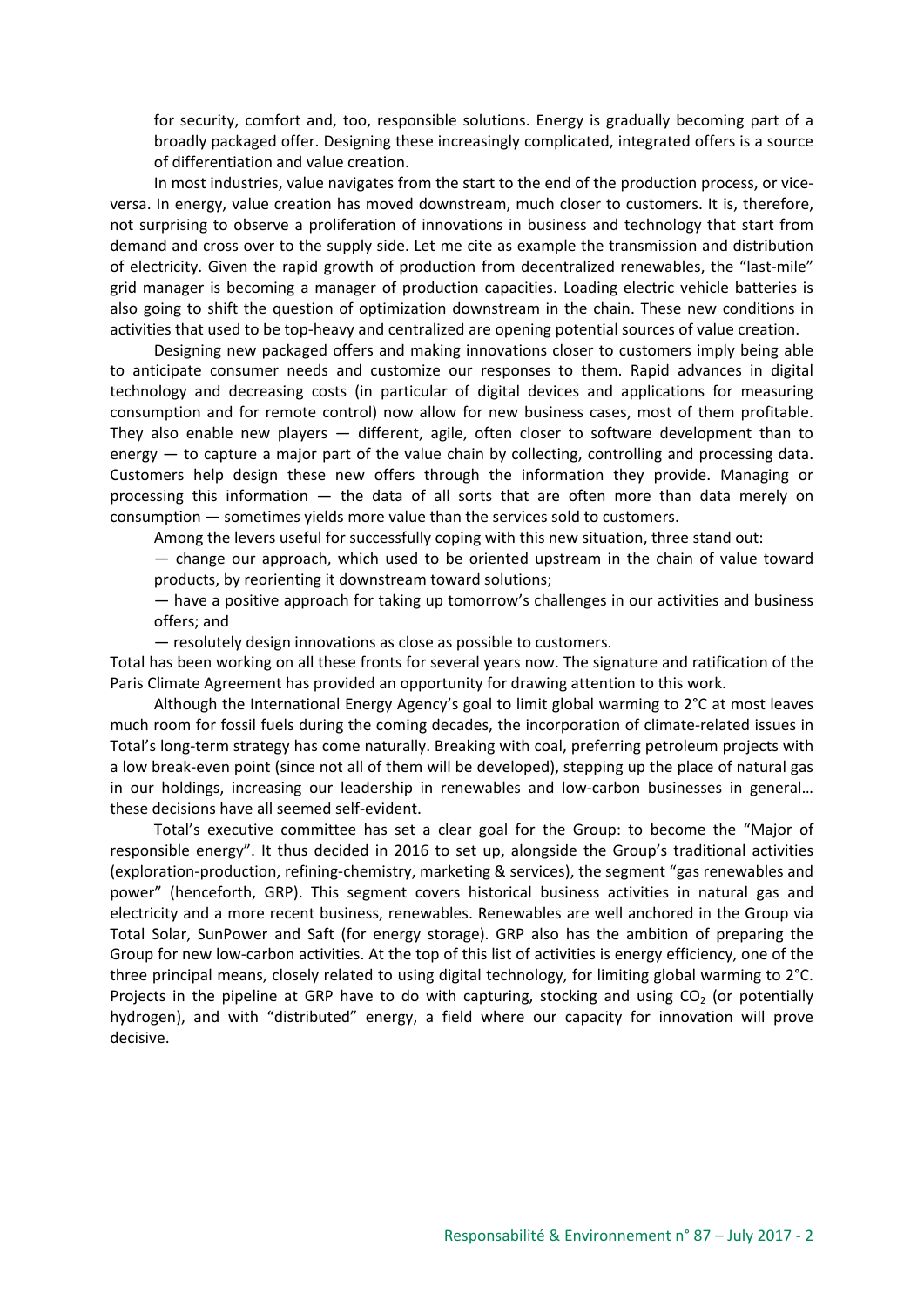for security, comfort and, too, responsible solutions. Energy is gradually becoming part of a broadly packaged offer. Designing these increasingly complicated, integrated offers is a source of differentiation and value creation.

In most industries, value navigates from the start to the end of the production process, or vice-versa. In energy, value creation has moved downstream, much closer to customers. It is, therefore, not surprising to observe a proliferation of innovations in business and technology that start from demand and cross over to the supply side. Let me cite as example the transmission and distribution of electricity. Given the rapid growth of production from decentralized renewables, the "last-mile" grid manager is becoming a manager of production capacities. Loading electric vehicle batteries is also going to shift the question of optimization downstream in the chain. These new conditions in activities that used to be top-heavy and centralized are opening potential sources of value creation.

Designing new packaged offers and making innovations closer to customers imply being able to anticipate consumer needs and customize our responses to them. Rapid advances in digital technology and decreasing costs (in particular of digital devices and applications for measuring consumption and for remote control) now allow for new business cases, most of them profitable. They also enable new players — different, agile, often closer to software development than to energy — to capture a major part of the value chain by collecting, controlling and processing data. Customers help design these new offers through the information they provide. Managing or processing this information — the data of all sorts that are often more than data merely on consumption — sometimes yields more value than the services sold to customers.

Among the levers useful for successfully coping with this new situation, three stand out:

— change our approach, which used to be oriented upstream in the chain of value toward products, by reorienting it downstream toward solutions;

— have a positive approach for taking up tomorrow's challenges in our activities and business offers; and

— resolutely design innovations as close as possible to customers.

Total has been working on all these fronts for several years now. The signature and ratification of the Paris Climate Agreement has provided an opportunity for drawing attention to this work.

Although the International Energy Agency's goal to limit global warming to 2°C at most leaves much room for fossil fuels during the coming decades, the incorporation of climate-related issues in Total's long-term strategy has come naturally. Breaking with coal, preferring petroleum projects with a low break-even point (since not all of them will be developed), stepping up the place of natural gas in our holdings, increasing our leadership in renewables and low-carbon businesses in general… these decisions have all seemed self-evident.

Total's executive committee has set a clear goal for the Group: to become the "Major of responsible energy". It thus decided in 2016 to set up, alongside the Group's traditional activities (exploration-production, refining-chemistry, marketing & services), the segment "gas renewables and power" (henceforth, GRP). This segment covers historical business activities in natural gas and electricity and a more recent business, renewables. Renewables are well anchored in the Group via Total Solar, SunPower and Saft (for energy storage). GRP also has the ambition of preparing the Group for new low-carbon activities. At the top of this list of activities is energy efficiency, one of the three principal means, closely related to using digital technology, for limiting global warming to 2°C. Projects in the pipeline at GRP have to do with capturing, stocking and using $CO_2$ (or potentially hydrogen), and with "distributed" energy, a field where our capacity for innovation will prove decisive.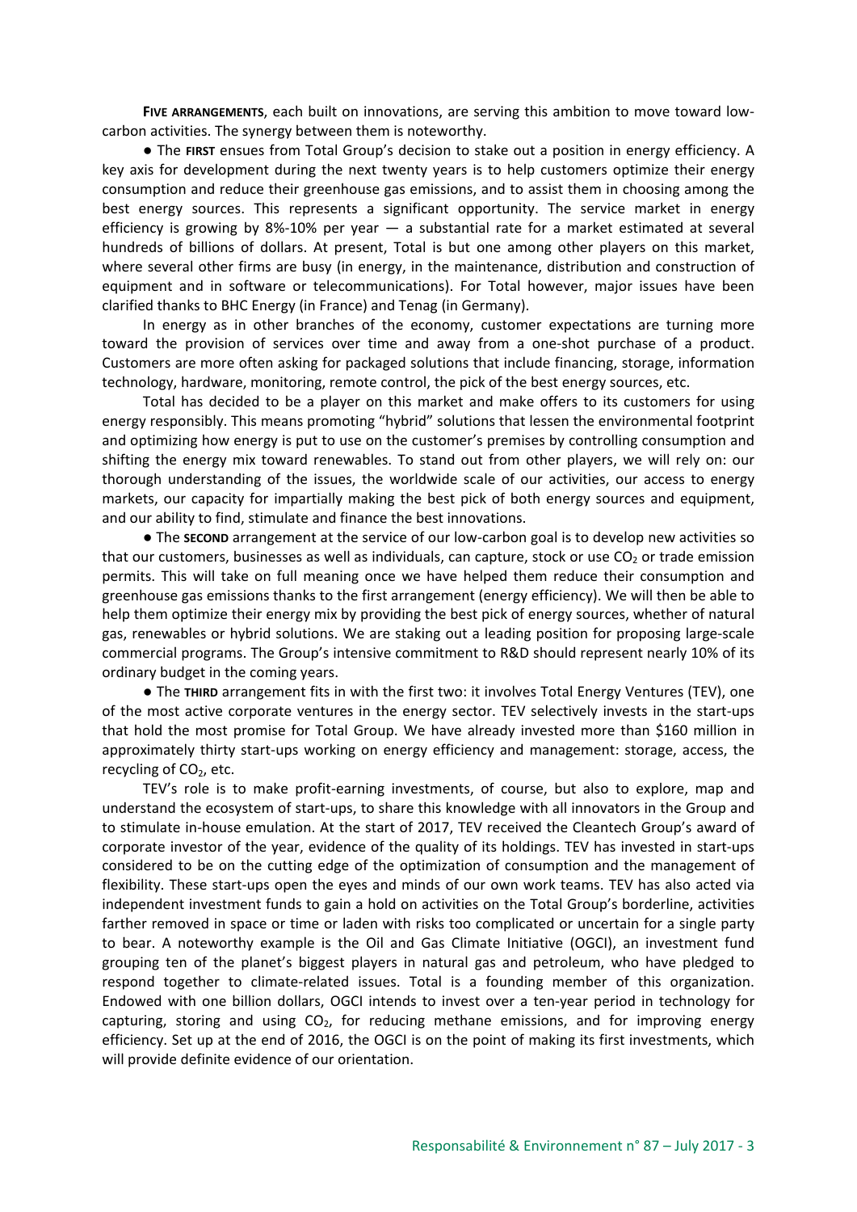**FIVE ARRANGEMENTS**, each built on innovations, are serving this ambition to move toward low-carbon activities. The synergy between them is noteworthy.

● The **FIRST** ensues from Total Group's decision to stake out a position in energy efficiency. A key axis for development during the next twenty years is to help customers optimize their energy consumption and reduce their greenhouse gas emissions, and to assist them in choosing among the best energy sources. This represents a significant opportunity. The service market in energy efficiency is growing by 8%-10% per year — a substantial rate for a market estimated at several hundreds of billions of dollars. At present, Total is but one among other players on this market, where several other firms are busy (in energy, in the maintenance, distribution and construction of equipment and in software or telecommunications). For Total however, major issues have been clarified thanks to BHC Energy (in France) and Tenag (in Germany).

In energy as in other branches of the economy, customer expectations are turning more toward the provision of services over time and away from a one-shot purchase of a product. Customers are more often asking for packaged solutions that include financing, storage, information technology, hardware, monitoring, remote control, the pick of the best energy sources, etc.

Total has decided to be a player on this market and make offers to its customers for using energy responsibly. This means promoting "hybrid" solutions that lessen the environmental footprint and optimizing how energy is put to use on the customer's premises by controlling consumption and shifting the energy mix toward renewables. To stand out from other players, we will rely on: our thorough understanding of the issues, the worldwide scale of our activities, our access to energy markets, our capacity for impartially making the best pick of both energy sources and equipment, and our ability to find, stimulate and finance the best innovations.

● The **SECOND** arrangement at the service of our low-carbon goal is to develop new activities so that our customers, businesses as well as individuals, can capture, stock or use $CO_2$ or trade emission permits. This will take on full meaning once we have helped them reduce their consumption and greenhouse gas emissions thanks to the first arrangement (energy efficiency). We will then be able to help them optimize their energy mix by providing the best pick of energy sources, whether of natural gas, renewables or hybrid solutions. We are staking out a leading position for proposing large-scale commercial programs. The Group's intensive commitment to R&D should represent nearly 10% of its ordinary budget in the coming years.

● The **THIRD** arrangement fits in with the first two: it involves Total Energy Ventures (TEV), one of the most active corporate ventures in the energy sector. TEV selectively invests in the start-ups that hold the most promise for Total Group. We have already invested more than $160 million in approximately thirty start-ups working on energy efficiency and management: storage, access, the recycling of $CO_2$, etc.

TEV's role is to make profit-earning investments, of course, but also to explore, map and understand the ecosystem of start-ups, to share this knowledge with all innovators in the Group and to stimulate in-house emulation. At the start of 2017, TEV received the Cleantech Group's award of corporate investor of the year, evidence of the quality of its holdings. TEV has invested in start-ups considered to be on the cutting edge of the optimization of consumption and the management of flexibility. These start-ups open the eyes and minds of our own work teams. TEV has also acted via independent investment funds to gain a hold on activities on the Total Group's borderline, activities farther removed in space or time or laden with risks too complicated or uncertain for a single party to bear. A noteworthy example is the Oil and Gas Climate Initiative (OGCI), an investment fund grouping ten of the planet's biggest players in natural gas and petroleum, who have pledged to respond together to climate-related issues. Total is a founding member of this organization. Endowed with one billion dollars, OGCI intends to invest over a ten-year period in technology for capturing, storing and using $CO_2$, for reducing methane emissions, and for improving energy efficiency. Set up at the end of 2016, the OGCI is on the point of making its first investments, which will provide definite evidence of our orientation.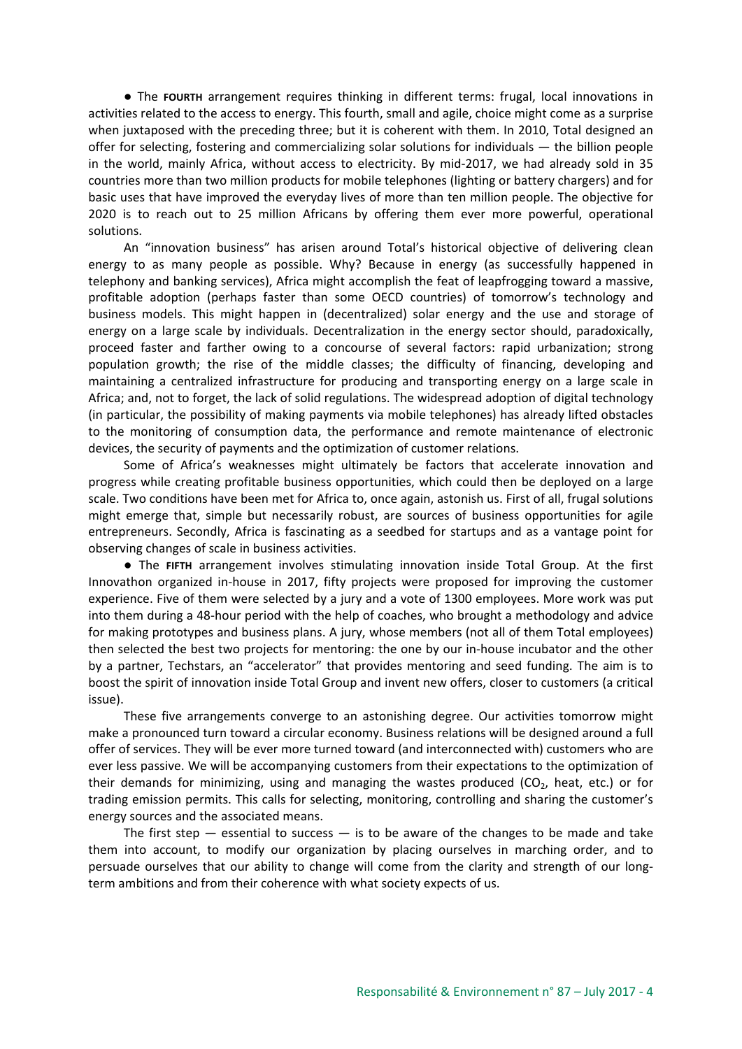● The **FOURTH** arrangement requires thinking in different terms: frugal, local innovations in activities related to the access to energy. This fourth, small and agile, choice might come as a surprise when juxtaposed with the preceding three; but it is coherent with them. In 2010, Total designed an offer for selecting, fostering and commercializing solar solutions for individuals — the billion people in the world, mainly Africa, without access to electricity. By mid-2017, we had already sold in 35 countries more than two million products for mobile telephones (lighting or battery chargers) and for basic uses that have improved the everyday lives of more than ten million people. The objective for 2020 is to reach out to 25 million Africans by offering them ever more powerful, operational solutions.

An "innovation business" has arisen around Total's historical objective of delivering clean energy to as many people as possible. Why? Because in energy (as successfully happened in telephony and banking services), Africa might accomplish the feat of leapfrogging toward a massive, profitable adoption (perhaps faster than some OECD countries) of tomorrow's technology and business models. This might happen in (decentralized) solar energy and the use and storage of energy on a large scale by individuals. Decentralization in the energy sector should, paradoxically, proceed faster and farther owing to a concourse of several factors: rapid urbanization; strong population growth; the rise of the middle classes; the difficulty of financing, developing and maintaining a centralized infrastructure for producing and transporting energy on a large scale in Africa; and, not to forget, the lack of solid regulations. The widespread adoption of digital technology (in particular, the possibility of making payments via mobile telephones) has already lifted obstacles to the monitoring of consumption data, the performance and remote maintenance of electronic devices, the security of payments and the optimization of customer relations.

Some of Africa's weaknesses might ultimately be factors that accelerate innovation and progress while creating profitable business opportunities, which could then be deployed on a large scale. Two conditions have been met for Africa to, once again, astonish us. First of all, frugal solutions might emerge that, simple but necessarily robust, are sources of business opportunities for agile entrepreneurs. Secondly, Africa is fascinating as a seedbed for startups and as a vantage point for observing changes of scale in business activities.

● The **FIFTH** arrangement involves stimulating innovation inside Total Group. At the first Innovathon organized in-house in 2017, fifty projects were proposed for improving the customer experience. Five of them were selected by a jury and a vote of 1300 employees. More work was put into them during a 48-hour period with the help of coaches, who brought a methodology and advice for making prototypes and business plans. A jury, whose members (not all of them Total employees) then selected the best two projects for mentoring: the one by our in-house incubator and the other by a partner, Techstars, an "accelerator" that provides mentoring and seed funding. The aim is to boost the spirit of innovation inside Total Group and invent new offers, closer to customers (a critical issue).

These five arrangements converge to an astonishing degree. Our activities tomorrow might make a pronounced turn toward a circular economy. Business relations will be designed around a full offer of services. They will be ever more turned toward (and interconnected with) customers who are ever less passive. We will be accompanying customers from their expectations to the optimization of their demands for minimizing, using and managing the wastes produced ($CO_2$, heat, etc.) or for trading emission permits. This calls for selecting, monitoring, controlling and sharing the customer's energy sources and the associated means.

The first step — essential to success — is to be aware of the changes to be made and take them into account, to modify our organization by placing ourselves in marching order, and to persuade ourselves that our ability to change will come from the clarity and strength of our long-term ambitions and from their coherence with what society expects of us.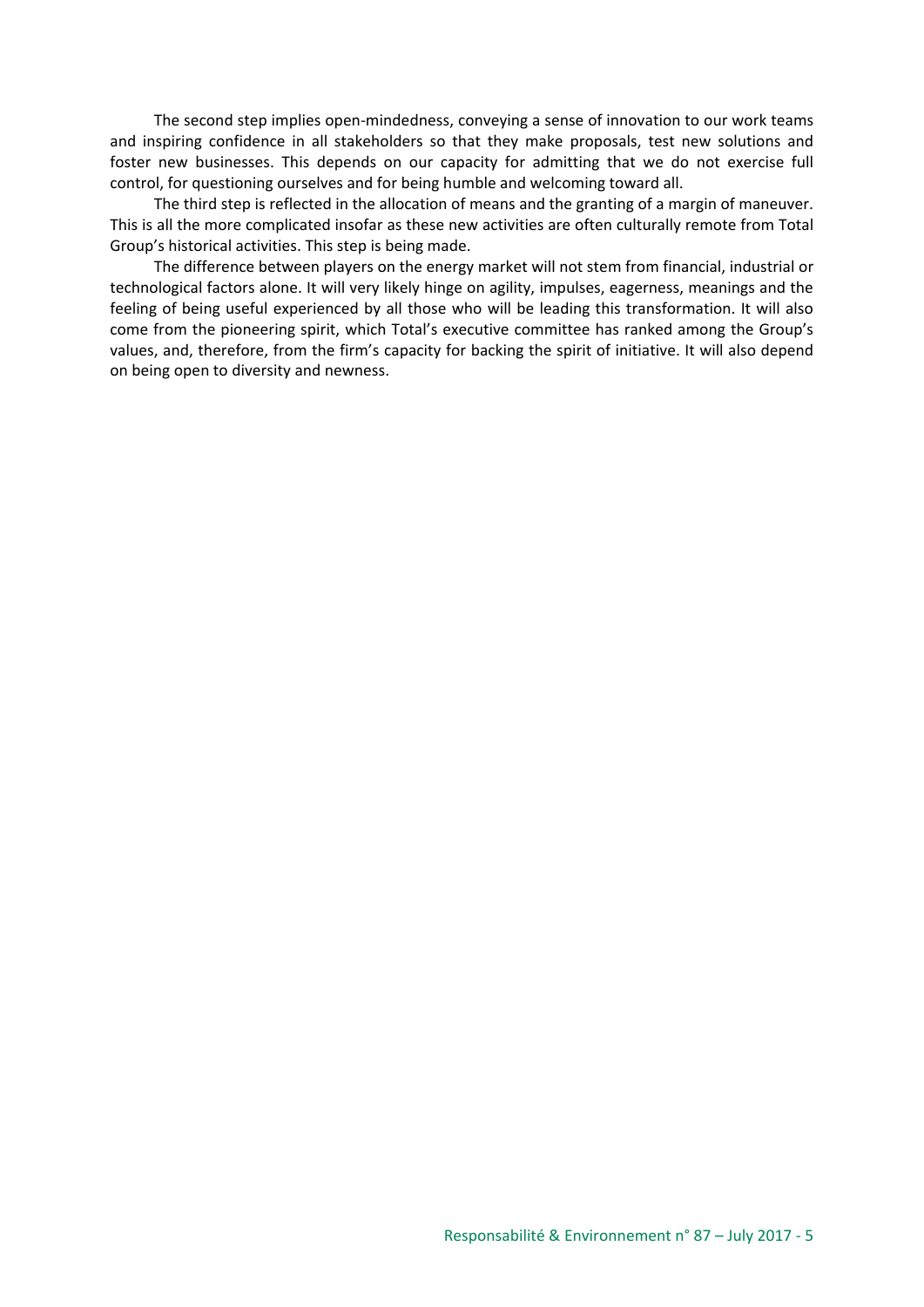The second step implies open-mindedness, conveying a sense of innovation to our work teams and inspiring confidence in all stakeholders so that they make proposals, test new solutions and foster new businesses. This depends on our capacity for admitting that we do not exercise full control, for questioning ourselves and for being humble and welcoming toward all.

The third step is reflected in the allocation of means and the granting of a margin of maneuver. This is all the more complicated insofar as these new activities are often culturally remote from Total Group's historical activities. This step is being made.

The difference between players on the energy market will not stem from financial, industrial or technological factors alone. It will very likely hinge on agility, impulses, eagerness, meanings and the feeling of being useful experienced by all those who will be leading this transformation. It will also come from the pioneering spirit, which Total's executive committee has ranked among the Group's values, and, therefore, from the firm's capacity for backing the spirit of initiative. It will also depend on being open to diversity and newness.